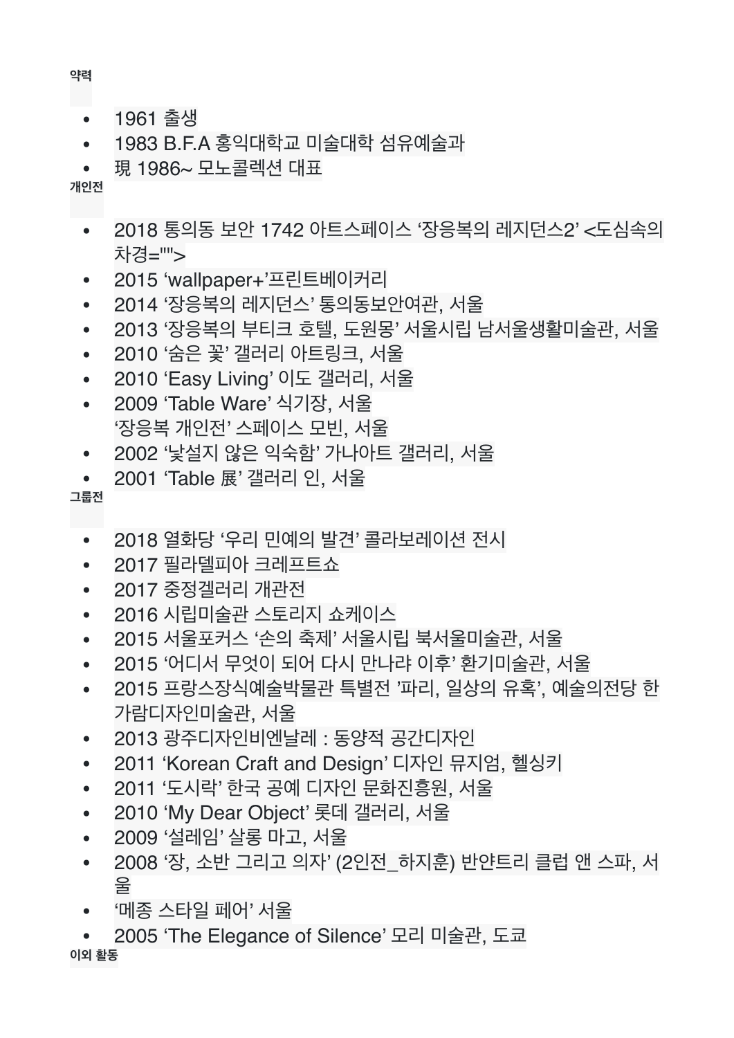**약력**

- 1961 출생
- 1983 B.F.A 홍익대학교 미술대학 섬유예술과
- 現 1986~ 모노콜렉션 대표

**개인전**

- 2018 통의동 보안 1742 아트스페이스 '장응복의 레지던스2' <도심속의 차경="">
- 2015 'wallpaper+'프린트베이커리
- 2014 '장응복의 레지던스' 통의동보안여관, 서울
- 2013 '장응복의 부티크 호텔, 도원몽' 서울시립 남서울생활미술관, 서울
- 2010 '숨은 꽃' 갤러리 아트링크, 서울
- 2010 'Easy Living' 이도 갤러리, 서울
- 2009 'Table Ware' 식기장, 서울
  '장응복 개인전' 스페이스 모빈, 서울
- 2002 '낯설지 않은 익숙함' 가나아트 갤러리, 서울
- 2001 'Table 展' 갤러리 인, 서울

**그룹전**

- 2018 열화당 '우리 민예의 발견' 콜라보레이션 전시
- 2017 필라델피아 크레프트쇼
- 2017 중정겔러리 개관전
- 2016 시립미술관 스토리지 쇼케이스
- 2015 서울포커스 '손의 축제' 서울시립 북서울미술관, 서울
- 2015 '어디서 무엇이 되어 다시 만나랴 이후' 환기미술관, 서울
- 2015 프랑스장식예술박물관 특별전 '파리, 일상의 유혹', 예술의전당 한가람디자인미술관, 서울
- 2013 광주디자인비엔날레 : 동양적 공간디자인
- 2011 'Korean Craft and Design' 디자인 뮤지엄, 헬싱키
- 2011 '도시락' 한국 공예 디자인 문화진흥원, 서울
- 2010 'My Dear Object' 롯데 갤러리, 서울
- 2009 '설레임' 살롱 마고, 서울
- 2008 '장, 소반 그리고 의자' (2인전_하지훈) 반얀트리 클럽 앤 스파, 서울
- '메종 스타일 페어' 서울
- 2005 'The Elegance of Silence' 모리 미술관, 도쿄

**이외 활동**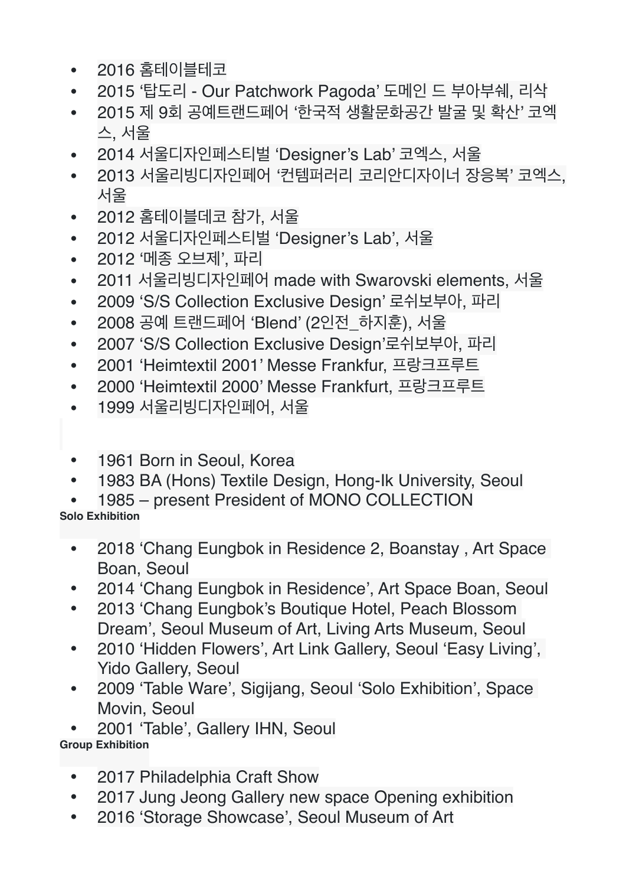- 2016 홈테이블테코
- 2015 ‘탑도리 - Our Patchwork Pagoda’ 도메인 드 부아부쉐, 리삭
- 2015 제 9회 공예트랜드페어 ‘한국적 생활문화공간 발굴 및 확산’ 코엑스, 서울
- 2014 서울디자인페스티벌 ‘Designer’s Lab’ 코엑스, 서울
- 2013 서울리빙디자인페어 ‘컨템퍼러리 코리안디자이너 장응복’ 코엑스, 서울
- 2012 홈테이블데코 참가, 서울
- 2012 서울디자인페스티벌 ‘Designer’s Lab’, 서울
- 2012 ‘메종 오브제’, 파리
- 2011 서울리빙디자인페어 made with Swarovski elements, 서울
- 2009 ‘S/S Collection Exclusive Design’ 로쉬보부아, 파리
- 2008 공예 트랜드페어 ‘Blend’ (2인전_하지훈), 서울
- 2007 ‘S/S Collection Exclusive Design’로쉬보부아, 파리
- 2001 ‘Heimtextil 2001’ Messe Frankfur, 프랑크프루트
- 2000 ‘Heimtextil 2000’ Messe Frankfurt, 프랑크프루트
- 1999 서울리빙디자인페어, 서울

- 1961 Born in Seoul, Korea
- 1983 BA (Hons) Textile Design, Hong-Ik University, Seoul
- 1985 – present President of MONO COLLECTION

**Solo Exhibition**

- 2018 ‘Chang Eungbok in Residence 2, Boanstay , Art Space Boan, Seoul
- 2014 ‘Chang Eungbok in Residence’, Art Space Boan, Seoul
- 2013 ‘Chang Eungbok’s Boutique Hotel, Peach Blossom Dream’, Seoul Museum of Art, Living Arts Museum, Seoul
- 2010 ‘Hidden Flowers’, Art Link Gallery, Seoul ‘Easy Living’, Yido Gallery, Seoul
- 2009 ‘Table Ware’, Sigijang, Seoul ‘Solo Exhibition’, Space Movin, Seoul
- 2001 ‘Table’, Gallery IHN, Seoul

**Group Exhibition**

- 2017 Philadelphia Craft Show
- 2017 Jung Jeong Gallery new space Opening exhibition
- 2016 ‘Storage Showcase’, Seoul Museum of Art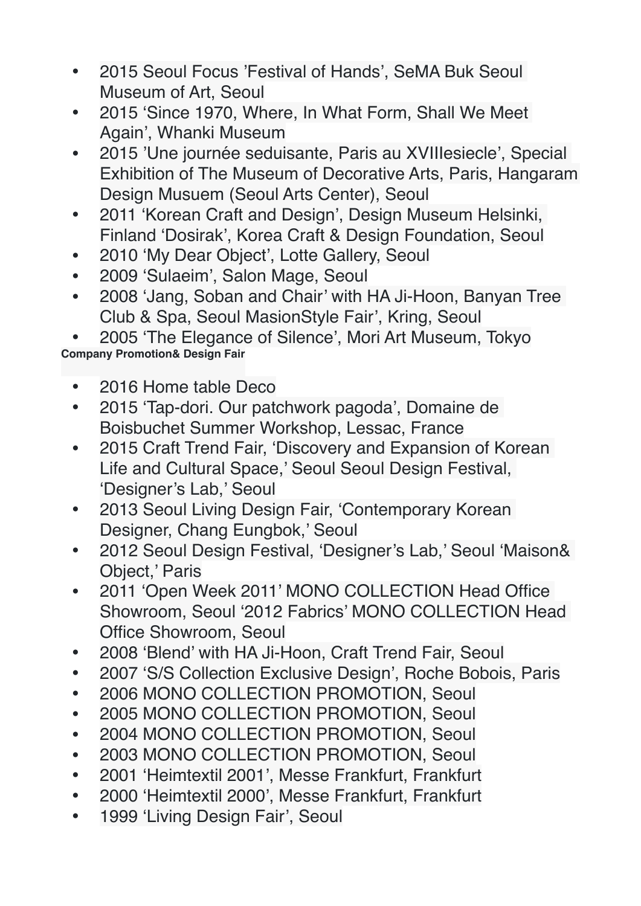- 2015 Seoul Focus 'Festival of Hands', SeMA Buk Seoul Museum of Art, Seoul
- 2015 'Since 1970, Where, In What Form, Shall We Meet Again', Whanki Museum
- 2015 'Une journée seduisante, Paris au XVIIIesiecle', Special Exhibition of The Museum of Decorative Arts, Paris, Hangaram Design Musuem (Seoul Arts Center), Seoul
- 2011 'Korean Craft and Design', Design Museum Helsinki, Finland 'Dosirak', Korea Craft & Design Foundation, Seoul
- 2010 'My Dear Object', Lotte Gallery, Seoul
- 2009 'Sulaeim', Salon Mage, Seoul
- 2008 'Jang, Soban and Chair' with HA Ji-Hoon, Banyan Tree Club & Spa, Seoul MasionStyle Fair', Kring, Seoul
- 2005 'The Elegance of Silence', Mori Art Museum, Tokyo

**Company Promotion& Design Fair**

- 2016 Home table Deco
- 2015 'Tap-dori. Our patchwork pagoda', Domaine de Boisbuchet Summer Workshop, Lessac, France
- 2015 Craft Trend Fair, 'Discovery and Expansion of Korean Life and Cultural Space,' Seoul Seoul Design Festival, 'Designer's Lab,' Seoul
- 2013 Seoul Living Design Fair, 'Contemporary Korean Designer, Chang Eungbok,' Seoul
- 2012 Seoul Design Festival, 'Designer's Lab,' Seoul 'Maison& Object,' Paris
- 2011 'Open Week 2011' MONO COLLECTION Head Office Showroom, Seoul '2012 Fabrics' MONO COLLECTION Head Office Showroom, Seoul
- 2008 'Blend' with HA Ji-Hoon, Craft Trend Fair, Seoul
- 2007 'S/S Collection Exclusive Design', Roche Bobois, Paris
- 2006 MONO COLLECTION PROMOTION, Seoul
- 2005 MONO COLLECTION PROMOTION, Seoul
- 2004 MONO COLLECTION PROMOTION, Seoul
- 2003 MONO COLLECTION PROMOTION, Seoul
- 2001 'Heimtextil 2001', Messe Frankfurt, Frankfurt
- 2000 'Heimtextil 2000', Messe Frankfurt, Frankfurt
- 1999 'Living Design Fair', Seoul